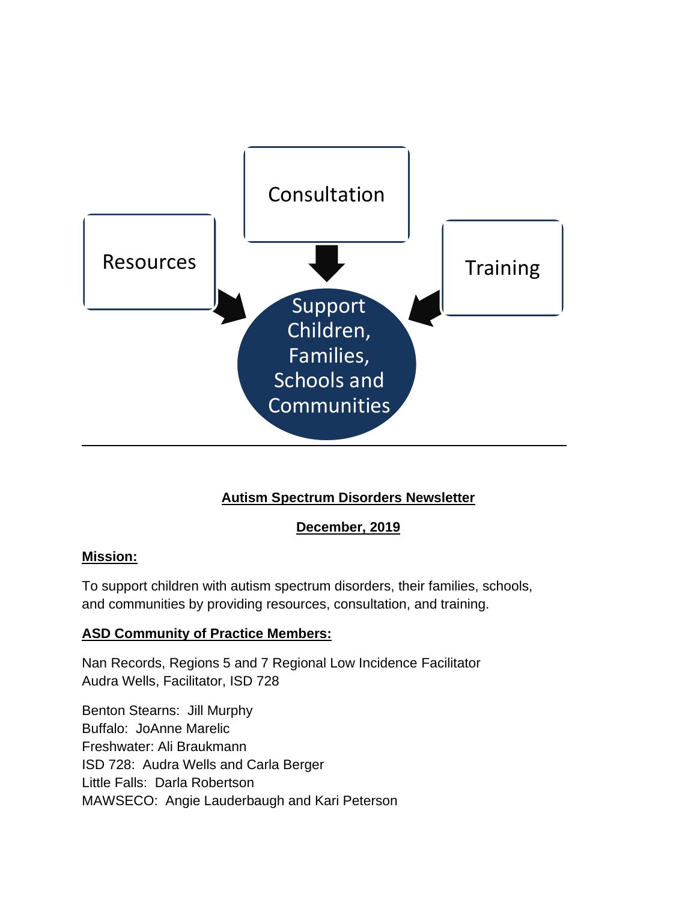Consultation

Resources

Training

Support Children, Families, Schools and Communities

---

**Autism Spectrum Disorders Newsletter**

**December, 2019**

**Mission:**

To support children with autism spectrum disorders, their families, schools, and communities by providing resources, consultation, and training.

**ASD Community of Practice Members:**

Nan Records, Regions 5 and 7 Regional Low Incidence Facilitator
Audra Wells, Facilitator, ISD 728

Benton Stearns: Jill Murphy
Buffalo: JoAnne Marelic
Freshwater: Ali Braukmann
ISD 728: Audra Wells and Carla Berger
Little Falls: Darla Robertson
MAWSECO: Angie Lauderbaugh and Kari Peterson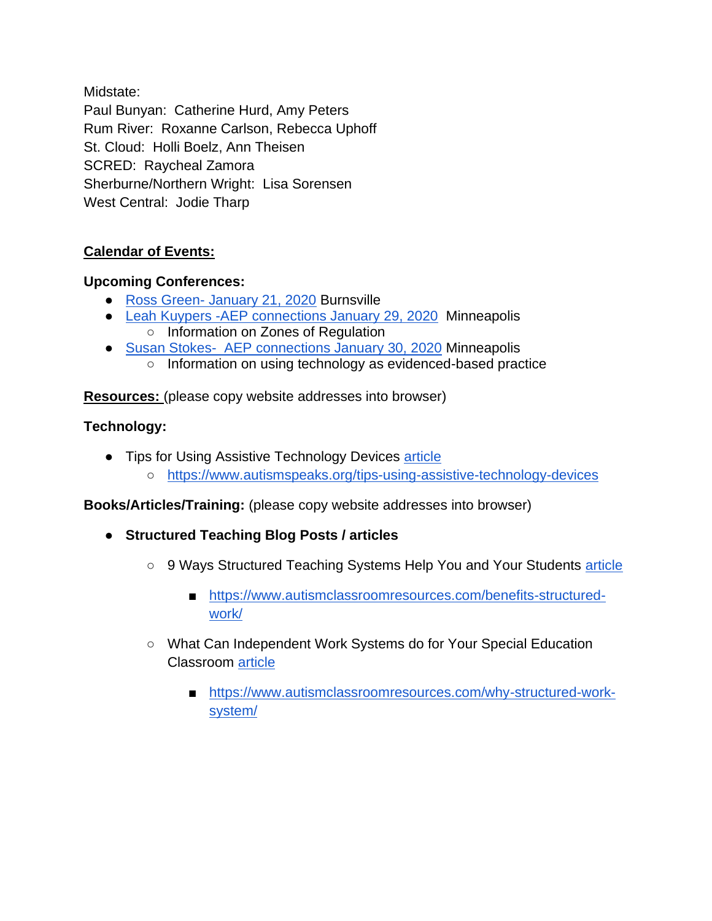Midstate:
Paul Bunyan:  Catherine Hurd, Amy Peters
Rum River:  Roxanne Carlson, Rebecca Uphoff
St. Cloud:  Holli Boelz, Ann Theisen
SCRED:  Raycheal Zamora
Sherburne/Northern Wright:  Lisa Sorensen
West Central:  Jodie Tharp

**Calendar of Events:**

**Upcoming Conferences:**

- Ross Green- January 21, 2020 Burnsville
- Leah Kuypers -AEP connections January 29, 2020  Minneapolis
    - Information on Zones of Regulation
- Susan Stokes-  AEP connections January 30, 2020 Minneapolis
    - Information on using technology as evidenced-based practice

**Resources:** (please copy website addresses into browser)

**Technology:**

- Tips for Using Assistive Technology Devices article
    - https://www.autismspeaks.org/tips-using-assistive-technology-devices

**Books/Articles/Training:** (please copy website addresses into browser)

- **Structured Teaching Blog Posts / articles**
    - 9 Ways Structured Teaching Systems Help You and Your Students article
        - https://www.autismclassroomresources.com/benefits-structured-work/
    - What Can Independent Work Systems do for Your Special Education Classroom article
        - https://www.autismclassroomresources.com/why-structured-work-system/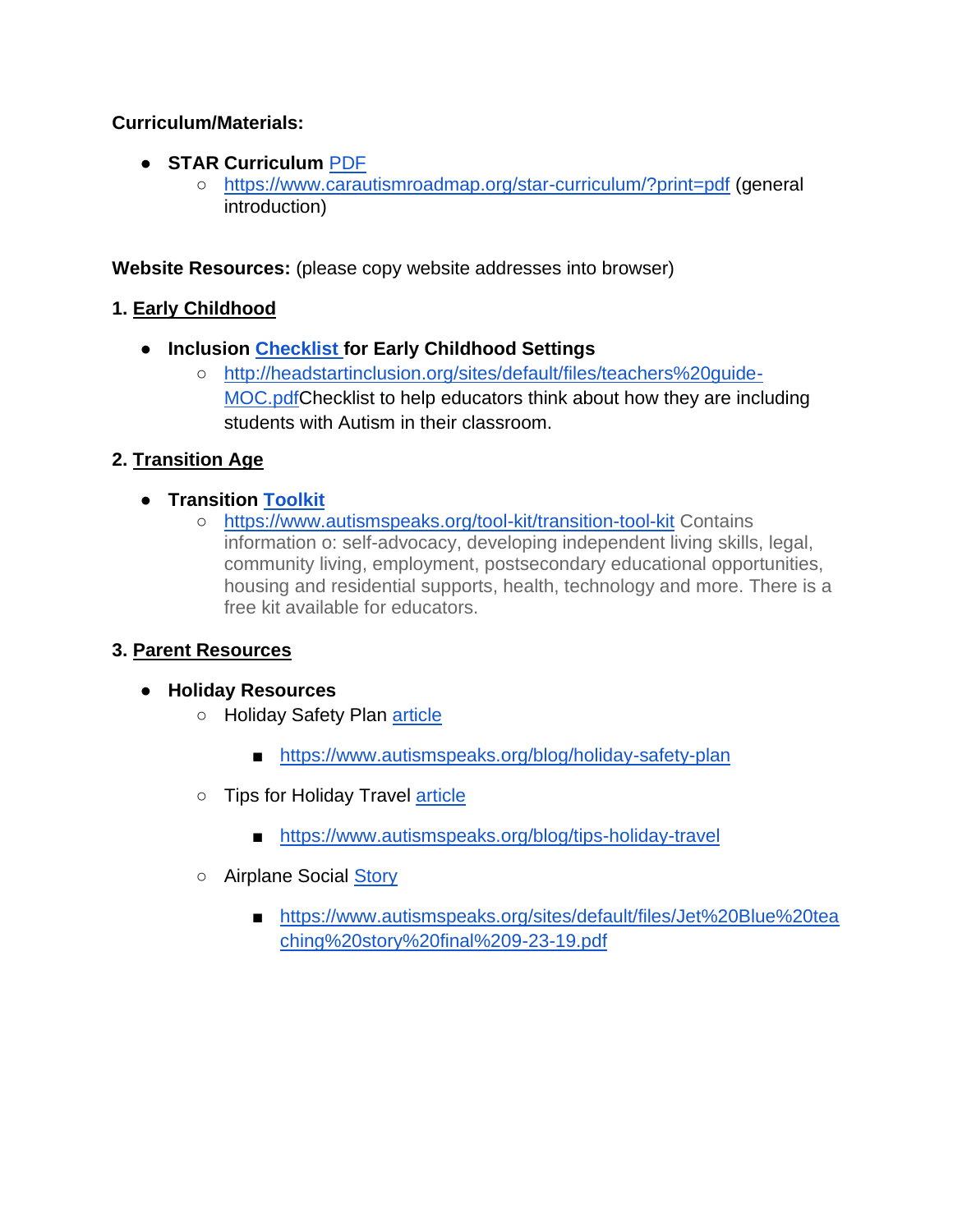**Curriculum/Materials:**

- **STAR Curriculum** PDF
  - https://www.carautismroadmap.org/star-curriculum/?print=pdf (general introduction)

**Website Resources:** (please copy website addresses into browser)

**1. Early Childhood**

- **Inclusion Checklist for Early Childhood Settings**
  - http://headstartinclusion.org/sites/default/files/teachers%20guide-MOC.pdfChecklist to help educators think about how they are including students with Autism in their classroom.

**2. Transition Age**

- **Transition Toolkit**
  - https://www.autismspeaks.org/tool-kit/transition-tool-kit Contains information o: self-advocacy, developing independent living skills, legal, community living, employment, postsecondary educational opportunities, housing and residential supports, health, technology and more. There is a free kit available for educators.

**3. Parent Resources**

- **Holiday Resources**
  - Holiday Safety Plan article
    - https://www.autismspeaks.org/blog/holiday-safety-plan
  - Tips for Holiday Travel article
    - https://www.autismspeaks.org/blog/tips-holiday-travel
  - Airplane Social Story
    - https://www.autismspeaks.org/sites/default/files/Jet%20Blue%20teaching%20story%20final%209-23-19.pdf